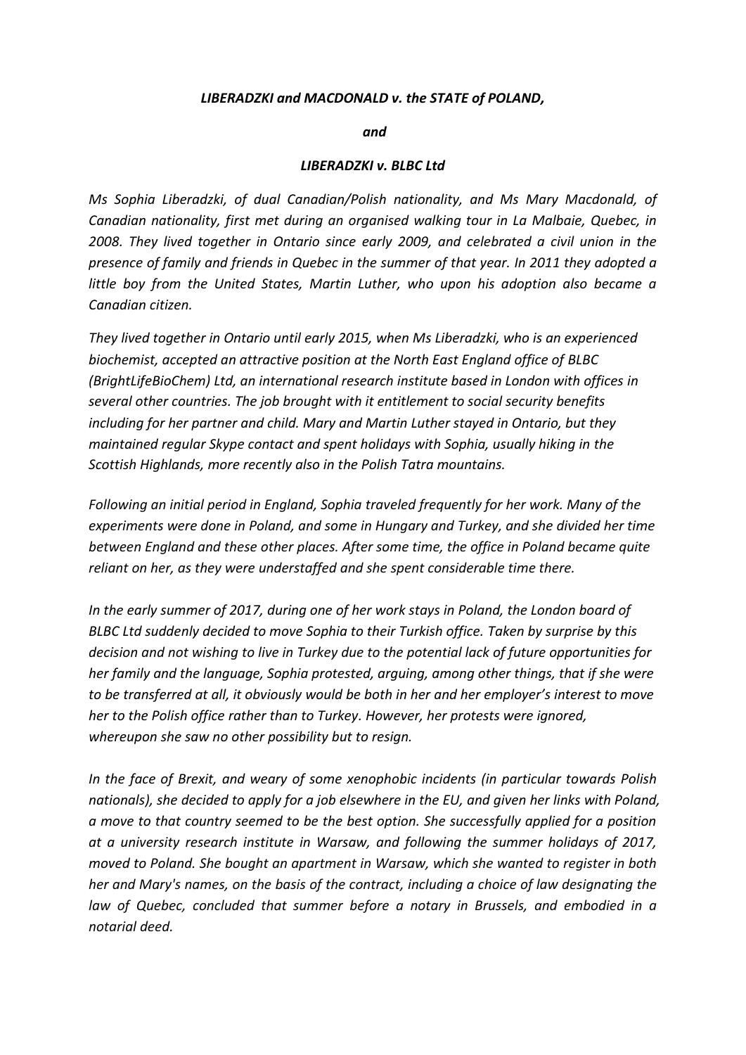***LIBERADZKI and MACDONALD v. the STATE of POLAND,***

***and***

***LIBERADZKI v. BLBC Ltd***

*Ms Sophia Liberadzki, of dual Canadian/Polish nationality, and Ms Mary Macdonald, of Canadian nationality, first met during an organised walking tour in La Malbaie, Quebec, in 2008. They lived together in Ontario since early 2009, and celebrated a civil union in the presence of family and friends in Quebec in the summer of that year. In 2011 they adopted a little boy from the United States, Martin Luther, who upon his adoption also became a Canadian citizen.*

*They lived together in Ontario until early 2015, when Ms Liberadzki, who is an experienced biochemist, accepted an attractive position at the North East England office of BLBC (BrightLifeBioChem) Ltd, an international research institute based in London with offices in several other countries. The job brought with it entitlement to social security benefits including for her partner and child. Mary and Martin Luther stayed in Ontario, but they maintained regular Skype contact and spent holidays with Sophia, usually hiking in the Scottish Highlands, more recently also in the Polish Tatra mountains.*

*Following an initial period in England, Sophia traveled frequently for her work. Many of the experiments were done in Poland, and some in Hungary and Turkey, and she divided her time between England and these other places. After some time, the office in Poland became quite reliant on her, as they were understaffed and she spent considerable time there.*

*In the early summer of 2017, during one of her work stays in Poland, the London board of BLBC Ltd suddenly decided to move Sophia to their Turkish office. Taken by surprise by this decision and not wishing to live in Turkey due to the potential lack of future opportunities for her family and the language, Sophia protested, arguing, among other things, that if she were to be transferred at all, it obviously would be both in her and her employer's interest to move her to the Polish office rather than to Turkey. However, her protests were ignored, whereupon she saw no other possibility but to resign.*

*In the face of Brexit, and weary of some xenophobic incidents (in particular towards Polish nationals), she decided to apply for a job elsewhere in the EU, and given her links with Poland, a move to that country seemed to be the best option. She successfully applied for a position at a university research institute in Warsaw, and following the summer holidays of 2017, moved to Poland. She bought an apartment in Warsaw, which she wanted to register in both her and Mary's names, on the basis of the contract, including a choice of law designating the law of Quebec, concluded that summer before a notary in Brussels, and embodied in a notarial deed.*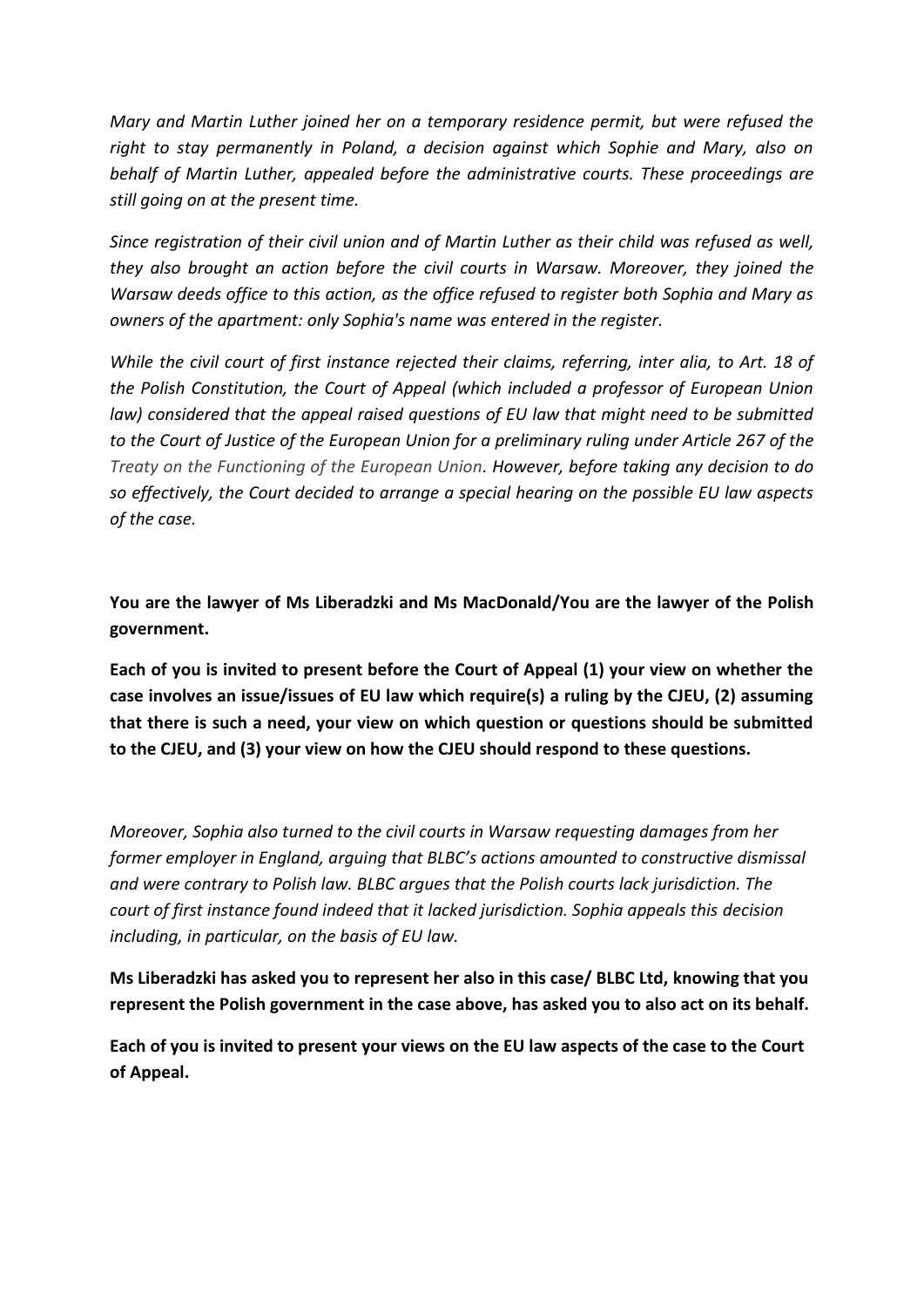*Mary and Martin Luther joined her on a temporary residence permit, but were refused the right to stay permanently in Poland, a decision against which Sophie and Mary, also on behalf of Martin Luther, appealed before the administrative courts. These proceedings are still going on at the present time.*

*Since registration of their civil union and of Martin Luther as their child was refused as well, they also brought an action before the civil courts in Warsaw. Moreover, they joined the Warsaw deeds office to this action, as the office refused to register both Sophia and Mary as owners of the apartment: only Sophia's name was entered in the register.*

*While the civil court of first instance rejected their claims, referring, inter alia, to Art. 18 of the Polish Constitution, the Court of Appeal (which included a professor of European Union law) considered that the appeal raised questions of EU law that might need to be submitted to the Court of Justice of the European Union for a preliminary ruling under Article 267 of the* Treaty on the Functioning of the European Union*. However, before taking any decision to do so effectively, the Court decided to arrange a special hearing on the possible EU law aspects of the case.*

**You are the lawyer of Ms Liberadzki and Ms MacDonald/You are the lawyer of the Polish government.**

**Each of you is invited to present before the Court of Appeal (1) your view on whether the case involves an issue/issues of EU law which require(s) a ruling by the CJEU, (2) assuming that there is such a need, your view on which question or questions should be submitted to the CJEU, and (3) your view on how the CJEU should respond to these questions.**

*Moreover, Sophia also turned to the civil courts in Warsaw requesting damages from her former employer in England, arguing that BLBC's actions amounted to constructive dismissal and were contrary to Polish law. BLBC argues that the Polish courts lack jurisdiction. The court of first instance found indeed that it lacked jurisdiction. Sophia appeals this decision including, in particular, on the basis of EU law.*

**Ms Liberadzki has asked you to represent her also in this case/ BLBC Ltd, knowing that you represent the Polish government in the case above, has asked you to also act on its behalf.**

**Each of you is invited to present your views on the EU law aspects of the case to the Court of Appeal.**